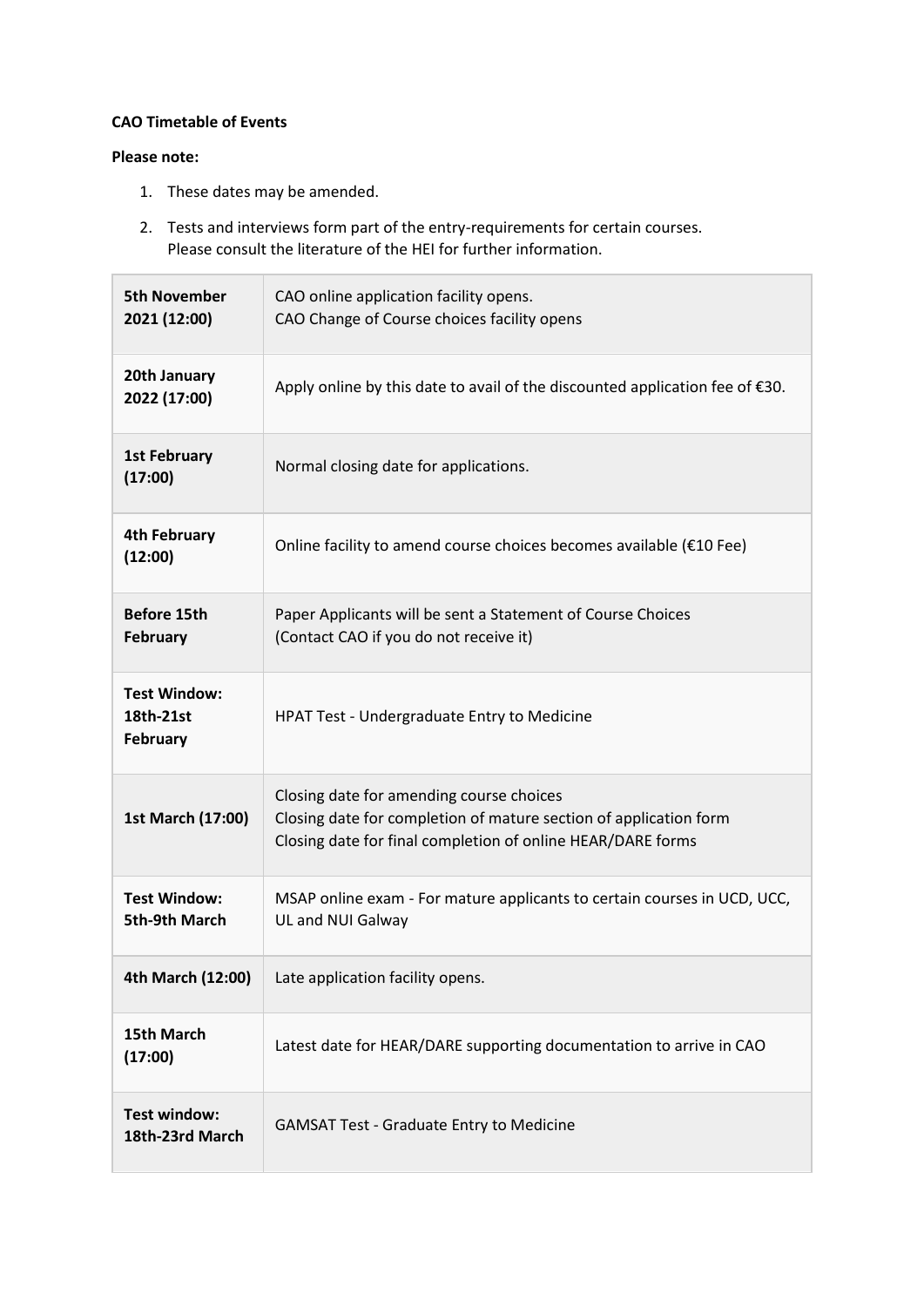**CAO Timetable of Events**

**Please note:**

1. These dates may be amended.
2. Tests and interviews form part of the entry-requirements for certain courses. Please consult the literature of the HEI for further information.

| | |
|---|---|
| **5th November 2021 (12:00)** | CAO online application facility opens.<br>CAO Change of Course choices facility opens |
| **20th January 2022 (17:00)** | Apply online by this date to avail of the discounted application fee of €30. |
| **1st February (17:00)** | Normal closing date for applications. |
| **4th February (12:00)** | Online facility to amend course choices becomes available (€10 Fee) |
| **Before 15th February** | Paper Applicants will be sent a Statement of Course Choices<br>(Contact CAO if you do not receive it) |
| **Test Window: 18th-21st February** | HPAT Test - Undergraduate Entry to Medicine |
| **1st March (17:00)** | Closing date for amending course choices<br>Closing date for completion of mature section of application form<br>Closing date for final completion of online HEAR/DARE forms |
| **Test Window: 5th-9th March** | MSAP online exam - For mature applicants to certain courses in UCD, UCC, UL and NUI Galway |
| **4th March (12:00)** | Late application facility opens. |
| **15th March (17:00)** | Latest date for HEAR/DARE supporting documentation to arrive in CAO |
| **Test window: 18th-23rd March** | GAMSAT Test - Graduate Entry to Medicine |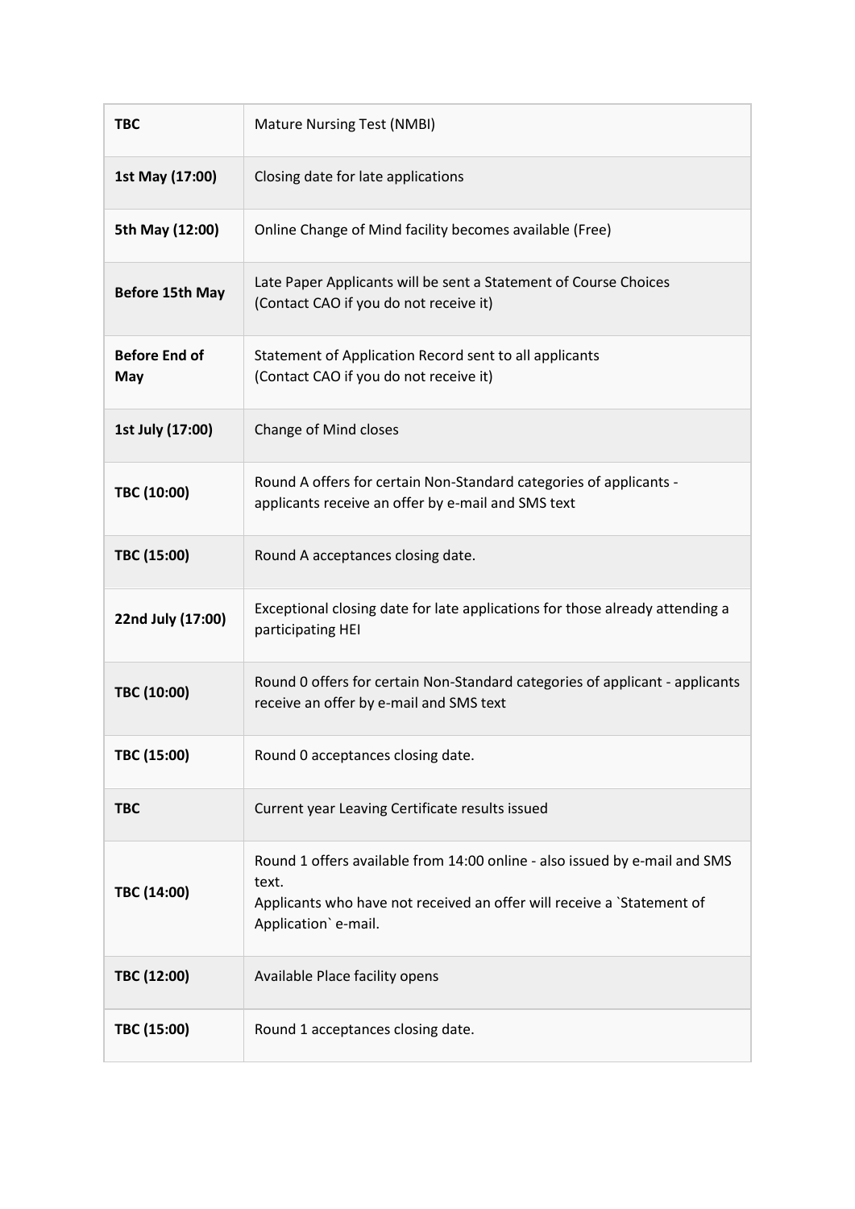| | |
|---|---|
| **TBC** | Mature Nursing Test (NMBI) |
| **1st May (17:00)** | Closing date for late applications |
| **5th May (12:00)** | Online Change of Mind facility becomes available (Free) |
| **Before 15th May** | Late Paper Applicants will be sent a Statement of Course Choices (Contact CAO if you do not receive it) |
| **Before End of May** | Statement of Application Record sent to all applicants (Contact CAO if you do not receive it) |
| **1st July (17:00)** | Change of Mind closes |
| **TBC (10:00)** | Round A offers for certain Non-Standard categories of applicants - applicants receive an offer by e-mail and SMS text |
| **TBC (15:00)** | Round A acceptances closing date. |
| **22nd July (17:00)** | Exceptional closing date for late applications for those already attending a participating HEI |
| **TBC (10:00)** | Round 0 offers for certain Non-Standard categories of applicant - applicants receive an offer by e-mail and SMS text |
| **TBC (15:00)** | Round 0 acceptances closing date. |
| **TBC** | Current year Leaving Certificate results issued |
| **TBC (14:00)** | Round 1 offers available from 14:00 online - also issued by e-mail and SMS text.<br>Applicants who have not received an offer will receive a `Statement of Application` e-mail. |
| **TBC (12:00)** | Available Place facility opens |
| **TBC (15:00)** | Round 1 acceptances closing date. |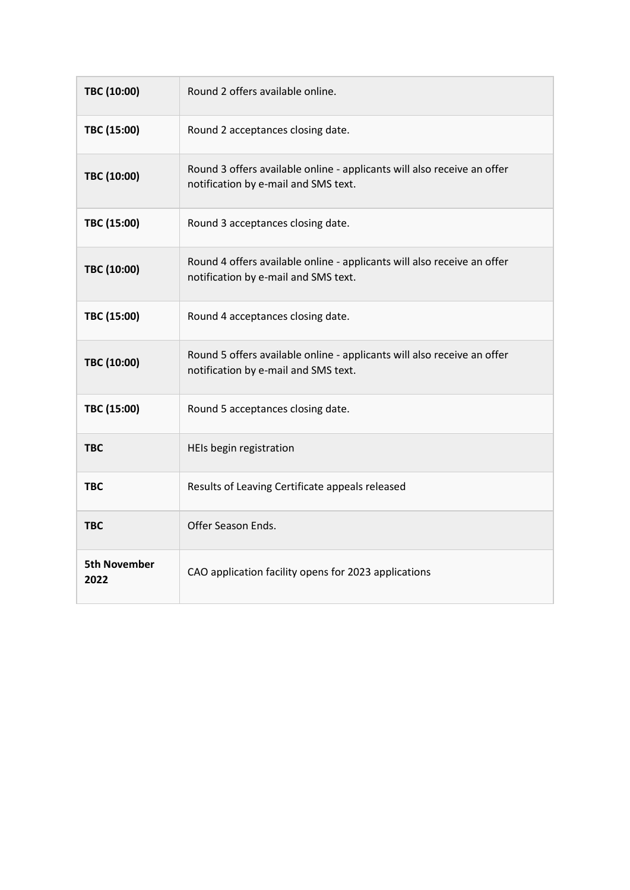| | |
|---|---|
| **TBC (10:00)** | Round 2 offers available online. |
| **TBC (15:00)** | Round 2 acceptances closing date. |
| **TBC (10:00)** | Round 3 offers available online - applicants will also receive an offer notification by e-mail and SMS text. |
| **TBC (15:00)** | Round 3 acceptances closing date. |
| **TBC (10:00)** | Round 4 offers available online - applicants will also receive an offer notification by e-mail and SMS text. |
| **TBC (15:00)** | Round 4 acceptances closing date. |
| **TBC (10:00)** | Round 5 offers available online - applicants will also receive an offer notification by e-mail and SMS text. |
| **TBC (15:00)** | Round 5 acceptances closing date. |
| **TBC** | HEIs begin registration |
| **TBC** | Results of Leaving Certificate appeals released |
| **TBC** | Offer Season Ends. |
| **5th November 2022** | CAO application facility opens for 2023 applications |